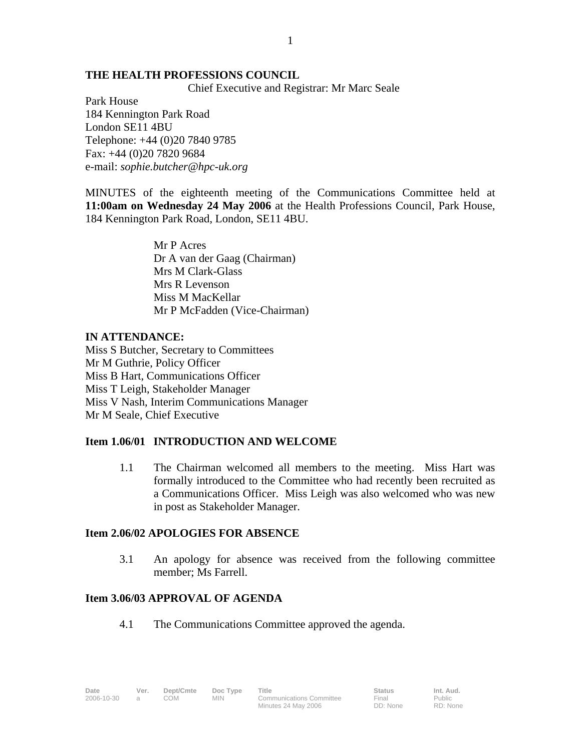**THE HEALTH PROFESSIONS COUNCIL**

Chief Executive and Registrar: Mr Marc Seale

Park House
184 Kennington Park Road
London SE11 4BU
Telephone: +44 (0)20 7840 9785
Fax: +44 (0)20 7820 9684
e-mail: *sophie.butcher@hpc-uk.org*

MINUTES of the eighteenth meeting of the Communications Committee held at **11:00am on Wednesday 24 May 2006** at the Health Professions Council, Park House, 184 Kennington Park Road, London, SE11 4BU.

Mr P Acres
Dr A van der Gaag (Chairman)
Mrs M Clark-Glass
Mrs R Levenson
Miss M MacKellar
Mr P McFadden (Vice-Chairman)

**IN ATTENDANCE:**

Miss S Butcher, Secretary to Committees
Mr M Guthrie, Policy Officer
Miss B Hart, Communications Officer
Miss T Leigh, Stakeholder Manager
Miss V Nash, Interim Communications Manager
Mr M Seale, Chief Executive

**Item 1.06/01 INTRODUCTION AND WELCOME**

1.1 The Chairman welcomed all members to the meeting. Miss Hart was formally introduced to the Committee who had recently been recruited as a Communications Officer. Miss Leigh was also welcomed who was new in post as Stakeholder Manager.

**Item 2.06/02 APOLOGIES FOR ABSENCE**

3.1 An apology for absence was received from the following committee member; Ms Farrell.

**Item 3.06/03 APPROVAL OF AGENDA**

4.1 The Communications Committee approved the agenda.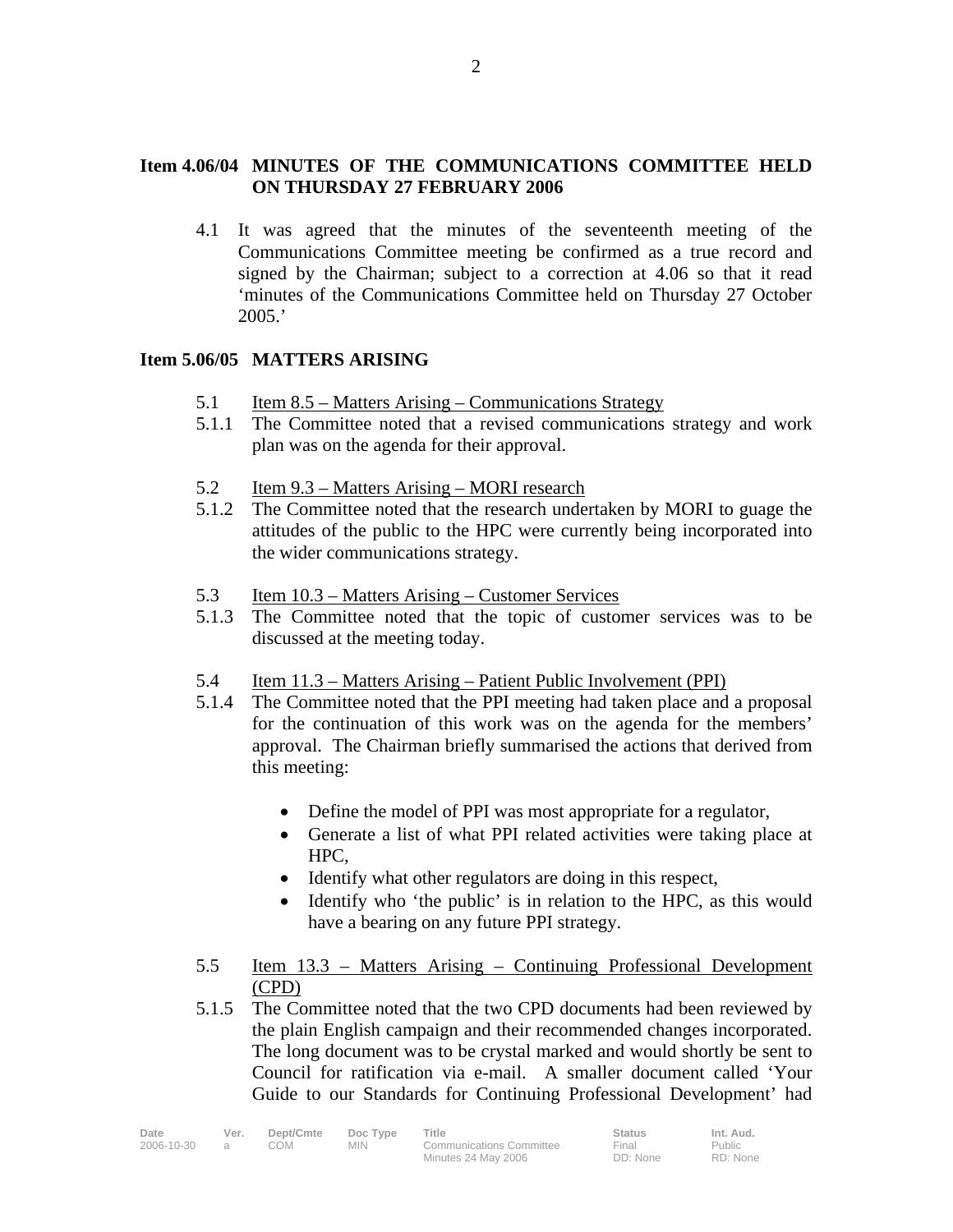**Item 4.06/04 MINUTES OF THE COMMUNICATIONS COMMITTEE HELD ON THURSDAY 27 FEBRUARY 2006**

4.1 It was agreed that the minutes of the seventeenth meeting of the Communications Committee meeting be confirmed as a true record and signed by the Chairman; subject to a correction at 4.06 so that it read 'minutes of the Communications Committee held on Thursday 27 October 2005.'

**Item 5.06/05 MATTERS ARISING**

5.1 Item 8.5 – Matters Arising – Communications Strategy

5.1.1 The Committee noted that a revised communications strategy and work plan was on the agenda for their approval.

5.2 Item 9.3 – Matters Arising – MORI research

5.1.2 The Committee noted that the research undertaken by MORI to guage the attitudes of the public to the HPC were currently being incorporated into the wider communications strategy.

5.3 Item 10.3 – Matters Arising – Customer Services

5.1.3 The Committee noted that the topic of customer services was to be discussed at the meeting today.

5.4 Item 11.3 – Matters Arising – Patient Public Involvement (PPI)

5.1.4 The Committee noted that the PPI meeting had taken place and a proposal for the continuation of this work was on the agenda for the members' approval. The Chairman briefly summarised the actions that derived from this meeting:

- Define the model of PPI was most appropriate for a regulator,
- Generate a list of what PPI related activities were taking place at HPC,
- Identify what other regulators are doing in this respect,
- Identify who 'the public' is in relation to the HPC, as this would have a bearing on any future PPI strategy.

5.5 Item 13.3 – Matters Arising – Continuing Professional Development (CPD)

5.1.5 The Committee noted that the two CPD documents had been reviewed by the plain English campaign and their recommended changes incorporated. The long document was to be crystal marked and would shortly be sent to Council for ratification via e-mail. A smaller document called 'Your Guide to our Standards for Continuing Professional Development' had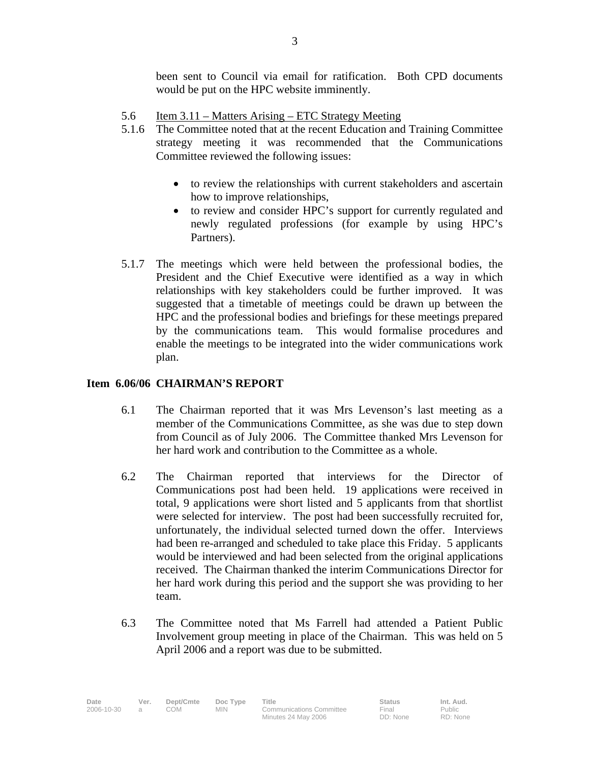been sent to Council via email for ratification. Both CPD documents would be put on the HPC website imminently.

5.6 Item 3.11 – Matters Arising – ETC Strategy Meeting

5.1.6 The Committee noted that at the recent Education and Training Committee strategy meeting it was recommended that the Communications Committee reviewed the following issues:

- to review the relationships with current stakeholders and ascertain how to improve relationships,
- to review and consider HPC's support for currently regulated and newly regulated professions (for example by using HPC's Partners).

5.1.7 The meetings which were held between the professional bodies, the President and the Chief Executive were identified as a way in which relationships with key stakeholders could be further improved. It was suggested that a timetable of meetings could be drawn up between the HPC and the professional bodies and briefings for these meetings prepared by the communications team. This would formalise procedures and enable the meetings to be integrated into the wider communications work plan.

## Item 6.06/06 CHAIRMAN'S REPORT

6.1 The Chairman reported that it was Mrs Levenson's last meeting as a member of the Communications Committee, as she was due to step down from Council as of July 2006. The Committee thanked Mrs Levenson for her hard work and contribution to the Committee as a whole.

6.2 The Chairman reported that interviews for the Director of Communications post had been held. 19 applications were received in total, 9 applications were short listed and 5 applicants from that shortlist were selected for interview. The post had been successfully recruited for, unfortunately, the individual selected turned down the offer. Interviews had been re-arranged and scheduled to take place this Friday. 5 applicants would be interviewed and had been selected from the original applications received. The Chairman thanked the interim Communications Director for her hard work during this period and the support she was providing to her team.

6.3 The Committee noted that Ms Farrell had attended a Patient Public Involvement group meeting in place of the Chairman. This was held on 5 April 2006 and a report was due to be submitted.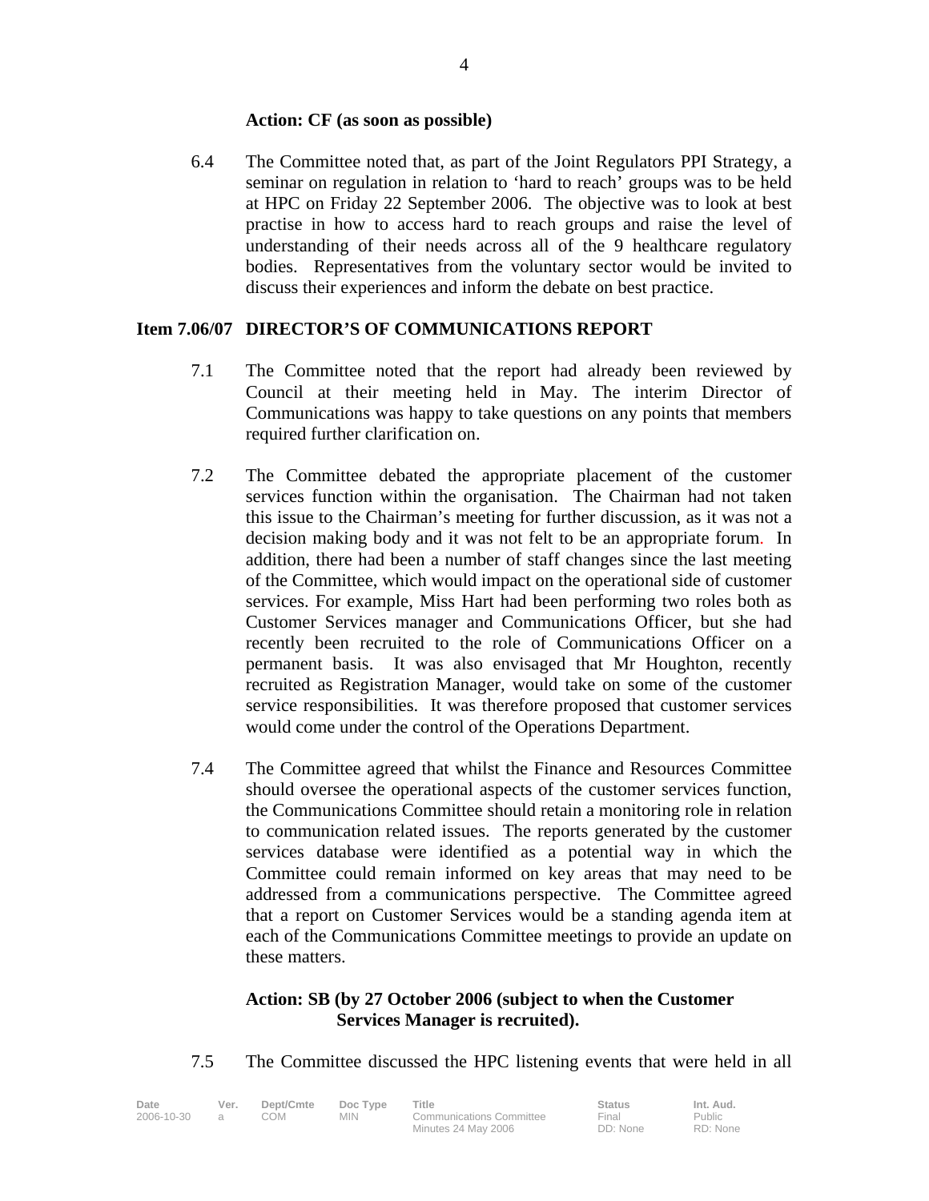**Action: CF (as soon as possible)**

6.4 The Committee noted that, as part of the Joint Regulators PPI Strategy, a seminar on regulation in relation to 'hard to reach' groups was to be held at HPC on Friday 22 September 2006. The objective was to look at best practise in how to access hard to reach groups and raise the level of understanding of their needs across all of the 9 healthcare regulatory bodies. Representatives from the voluntary sector would be invited to discuss their experiences and inform the debate on best practice.

**Item 7.06/07 DIRECTOR'S OF COMMUNICATIONS REPORT**

7.1 The Committee noted that the report had already been reviewed by Council at their meeting held in May. The interim Director of Communications was happy to take questions on any points that members required further clarification on.

7.2 The Committee debated the appropriate placement of the customer services function within the organisation. The Chairman had not taken this issue to the Chairman's meeting for further discussion, as it was not a decision making body and it was not felt to be an appropriate forum. In addition, there had been a number of staff changes since the last meeting of the Committee, which would impact on the operational side of customer services. For example, Miss Hart had been performing two roles both as Customer Services manager and Communications Officer, but she had recently been recruited to the role of Communications Officer on a permanent basis. It was also envisaged that Mr Houghton, recently recruited as Registration Manager, would take on some of the customer service responsibilities. It was therefore proposed that customer services would come under the control of the Operations Department.

7.4 The Committee agreed that whilst the Finance and Resources Committee should oversee the operational aspects of the customer services function, the Communications Committee should retain a monitoring role in relation to communication related issues. The reports generated by the customer services database were identified as a potential way in which the Committee could remain informed on key areas that may need to be addressed from a communications perspective. The Committee agreed that a report on Customer Services would be a standing agenda item at each of the Communications Committee meetings to provide an update on these matters.

**Action: SB (by 27 October 2006 (subject to when the Customer Services Manager is recruited).**

7.5 The Committee discussed the HPC listening events that were held in all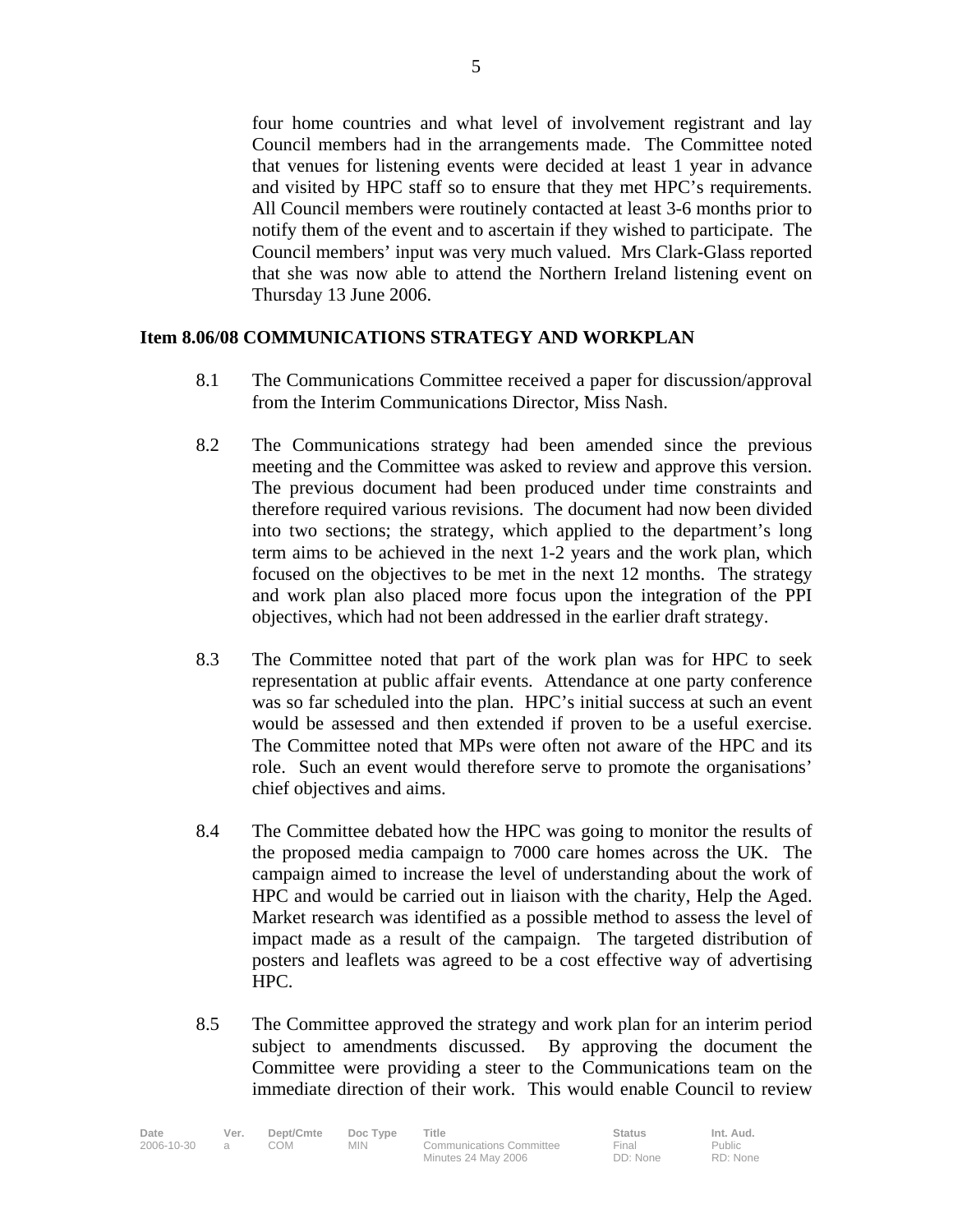four home countries and what level of involvement registrant and lay Council members had in the arrangements made. The Committee noted that venues for listening events were decided at least 1 year in advance and visited by HPC staff so to ensure that they met HPC's requirements. All Council members were routinely contacted at least 3-6 months prior to notify them of the event and to ascertain if they wished to participate. The Council members' input was very much valued. Mrs Clark-Glass reported that she was now able to attend the Northern Ireland listening event on Thursday 13 June 2006.

**Item 8.06/08 COMMUNICATIONS STRATEGY AND WORKPLAN**

8.1 The Communications Committee received a paper for discussion/approval from the Interim Communications Director, Miss Nash.

8.2 The Communications strategy had been amended since the previous meeting and the Committee was asked to review and approve this version. The previous document had been produced under time constraints and therefore required various revisions. The document had now been divided into two sections; the strategy, which applied to the department's long term aims to be achieved in the next 1-2 years and the work plan, which focused on the objectives to be met in the next 12 months. The strategy and work plan also placed more focus upon the integration of the PPI objectives, which had not been addressed in the earlier draft strategy.

8.3 The Committee noted that part of the work plan was for HPC to seek representation at public affair events. Attendance at one party conference was so far scheduled into the plan. HPC's initial success at such an event would be assessed and then extended if proven to be a useful exercise. The Committee noted that MPs were often not aware of the HPC and its role. Such an event would therefore serve to promote the organisations' chief objectives and aims.

8.4 The Committee debated how the HPC was going to monitor the results of the proposed media campaign to 7000 care homes across the UK. The campaign aimed to increase the level of understanding about the work of HPC and would be carried out in liaison with the charity, Help the Aged. Market research was identified as a possible method to assess the level of impact made as a result of the campaign. The targeted distribution of posters and leaflets was agreed to be a cost effective way of advertising HPC.

8.5 The Committee approved the strategy and work plan for an interim period subject to amendments discussed. By approving the document the Committee were providing a steer to the Communications team on the immediate direction of their work. This would enable Council to review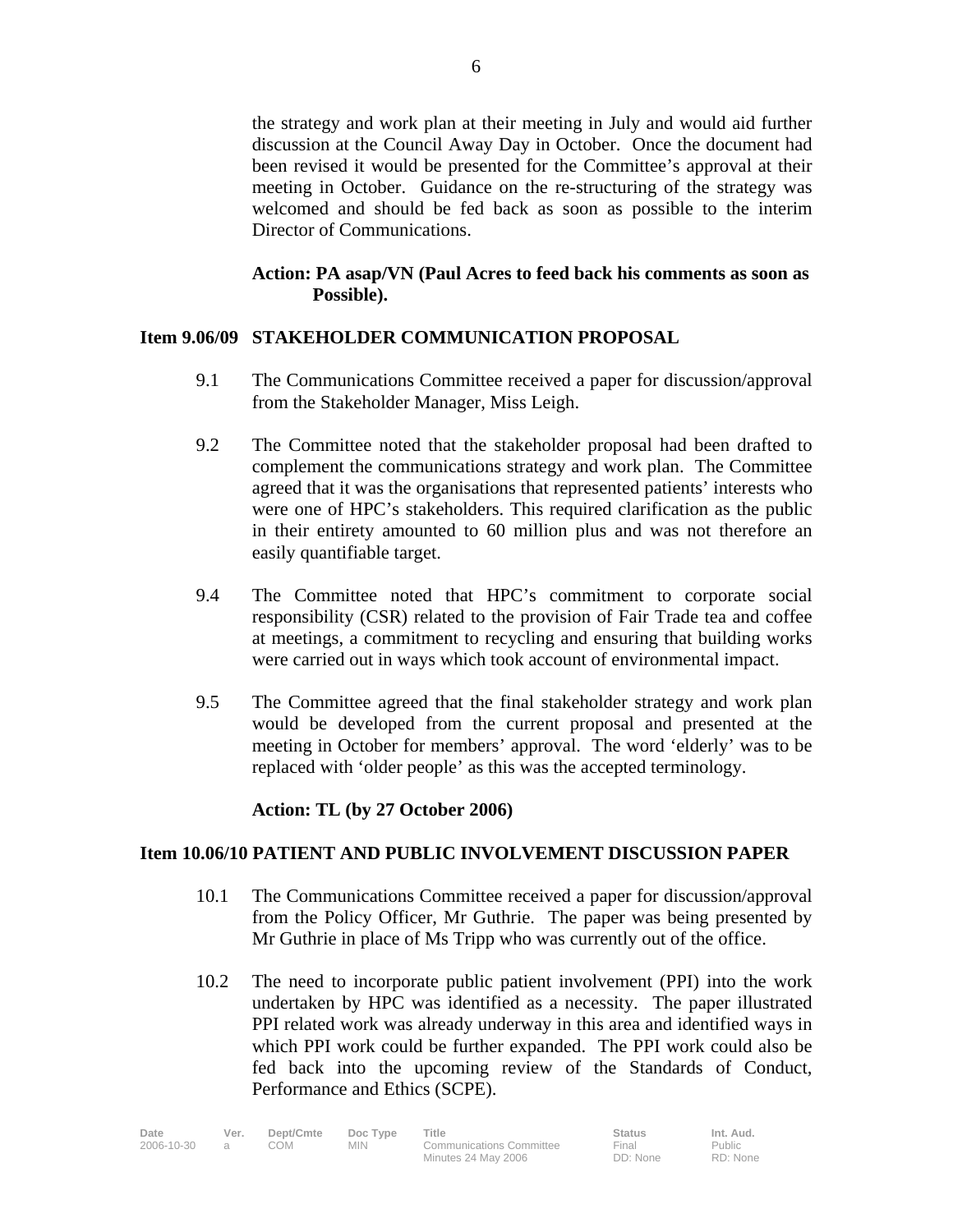the strategy and work plan at their meeting in July and would aid further discussion at the Council Away Day in October. Once the document had been revised it would be presented for the Committee's approval at their meeting in October. Guidance on the re-structuring of the strategy was welcomed and should be fed back as soon as possible to the interim Director of Communications.

**Action: PA asap/VN (Paul Acres to feed back his comments as soon as Possible).**

**Item 9.06/09 STAKEHOLDER COMMUNICATION PROPOSAL**

9.1 The Communications Committee received a paper for discussion/approval from the Stakeholder Manager, Miss Leigh.

9.2 The Committee noted that the stakeholder proposal had been drafted to complement the communications strategy and work plan. The Committee agreed that it was the organisations that represented patients' interests who were one of HPC's stakeholders. This required clarification as the public in their entirety amounted to 60 million plus and was not therefore an easily quantifiable target.

9.4 The Committee noted that HPC's commitment to corporate social responsibility (CSR) related to the provision of Fair Trade tea and coffee at meetings, a commitment to recycling and ensuring that building works were carried out in ways which took account of environmental impact.

9.5 The Committee agreed that the final stakeholder strategy and work plan would be developed from the current proposal and presented at the meeting in October for members' approval. The word 'elderly' was to be replaced with 'older people' as this was the accepted terminology.

**Action: TL (by 27 October 2006)**

**Item 10.06/10 PATIENT AND PUBLIC INVOLVEMENT DISCUSSION PAPER**

10.1 The Communications Committee received a paper for discussion/approval from the Policy Officer, Mr Guthrie. The paper was being presented by Mr Guthrie in place of Ms Tripp who was currently out of the office.

10.2 The need to incorporate public patient involvement (PPI) into the work undertaken by HPC was identified as a necessity. The paper illustrated PPI related work was already underway in this area and identified ways in which PPI work could be further expanded. The PPI work could also be fed back into the upcoming review of the Standards of Conduct, Performance and Ethics (SCPE).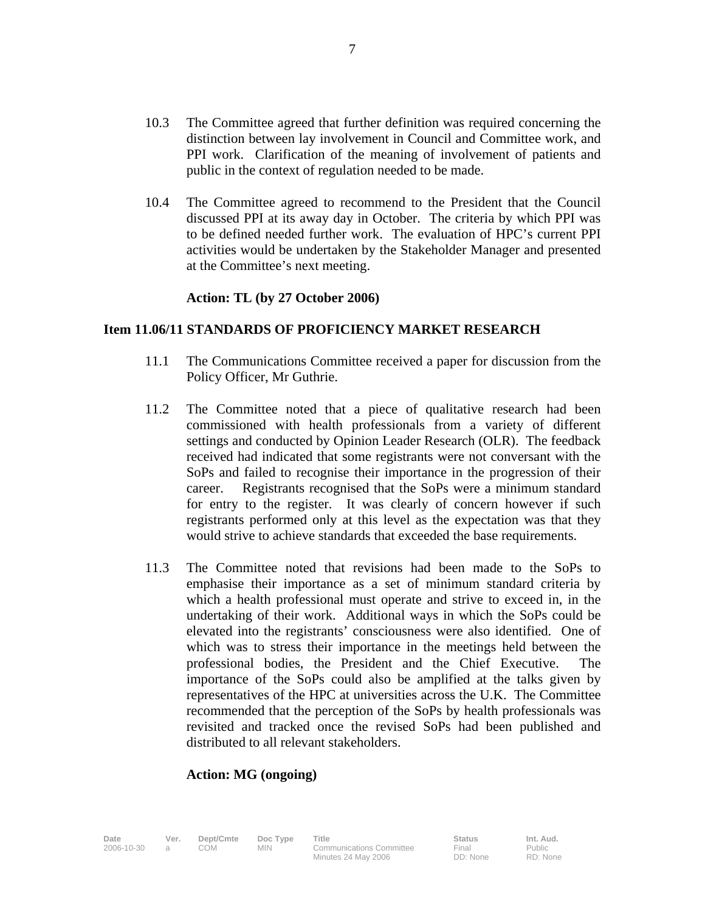10.3 The Committee agreed that further definition was required concerning the distinction between lay involvement in Council and Committee work, and PPI work. Clarification of the meaning of involvement of patients and public in the context of regulation needed to be made.

10.4 The Committee agreed to recommend to the President that the Council discussed PPI at its away day in October. The criteria by which PPI was to be defined needed further work. The evaluation of HPC's current PPI activities would be undertaken by the Stakeholder Manager and presented at the Committee's next meeting.

**Action: TL (by 27 October 2006)**

## Item 11.06/11 STANDARDS OF PROFICIENCY MARKET RESEARCH

11.1 The Communications Committee received a paper for discussion from the Policy Officer, Mr Guthrie.

11.2 The Committee noted that a piece of qualitative research had been commissioned with health professionals from a variety of different settings and conducted by Opinion Leader Research (OLR). The feedback received had indicated that some registrants were not conversant with the SoPs and failed to recognise their importance in the progression of their career. Registrants recognised that the SoPs were a minimum standard for entry to the register. It was clearly of concern however if such registrants performed only at this level as the expectation was that they would strive to achieve standards that exceeded the base requirements.

11.3 The Committee noted that revisions had been made to the SoPs to emphasise their importance as a set of minimum standard criteria by which a health professional must operate and strive to exceed in, in the undertaking of their work. Additional ways in which the SoPs could be elevated into the registrants' consciousness were also identified. One of which was to stress their importance in the meetings held between the professional bodies, the President and the Chief Executive. The importance of the SoPs could also be amplified at the talks given by representatives of the HPC at universities across the U.K. The Committee recommended that the perception of the SoPs by health professionals was revisited and tracked once the revised SoPs had been published and distributed to all relevant stakeholders.

**Action: MG (ongoing)**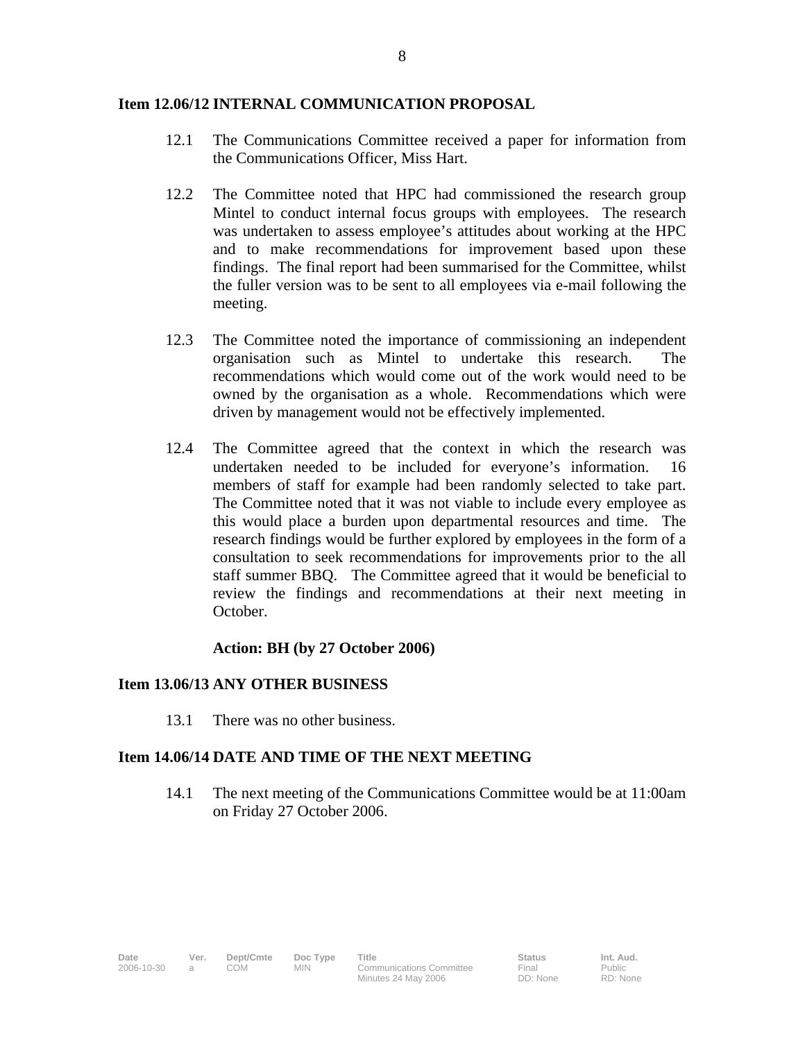**Item 12.06/12 INTERNAL COMMUNICATION PROPOSAL**

12.1 The Communications Committee received a paper for information from the Communications Officer, Miss Hart.

12.2 The Committee noted that HPC had commissioned the research group Mintel to conduct internal focus groups with employees. The research was undertaken to assess employee's attitudes about working at the HPC and to make recommendations for improvement based upon these findings. The final report had been summarised for the Committee, whilst the fuller version was to be sent to all employees via e-mail following the meeting.

12.3 The Committee noted the importance of commissioning an independent organisation such as Mintel to undertake this research. The recommendations which would come out of the work would need to be owned by the organisation as a whole. Recommendations which were driven by management would not be effectively implemented.

12.4 The Committee agreed that the context in which the research was undertaken needed to be included for everyone's information. 16 members of staff for example had been randomly selected to take part. The Committee noted that it was not viable to include every employee as this would place a burden upon departmental resources and time. The research findings would be further explored by employees in the form of a consultation to seek recommendations for improvements prior to the all staff summer BBQ. The Committee agreed that it would be beneficial to review the findings and recommendations at their next meeting in October.

**Action: BH (by 27 October 2006)**

**Item 13.06/13 ANY OTHER BUSINESS**

13.1 There was no other business.

**Item 14.06/14 DATE AND TIME OF THE NEXT MEETING**

14.1 The next meeting of the Communications Committee would be at 11:00am on Friday 27 October 2006.